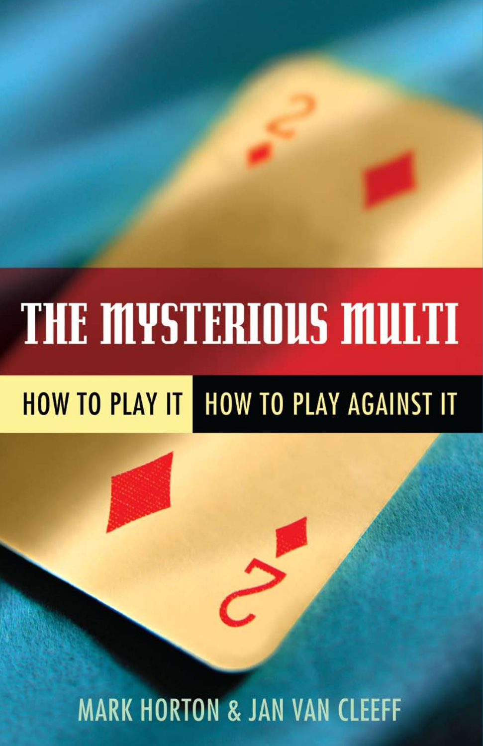# THE MYSTERIOUS MULTI

## HOW TO PLAY IT | HOW TO PLAY AGAINST IT

MARK HORTON & JAN VAN CLEEFF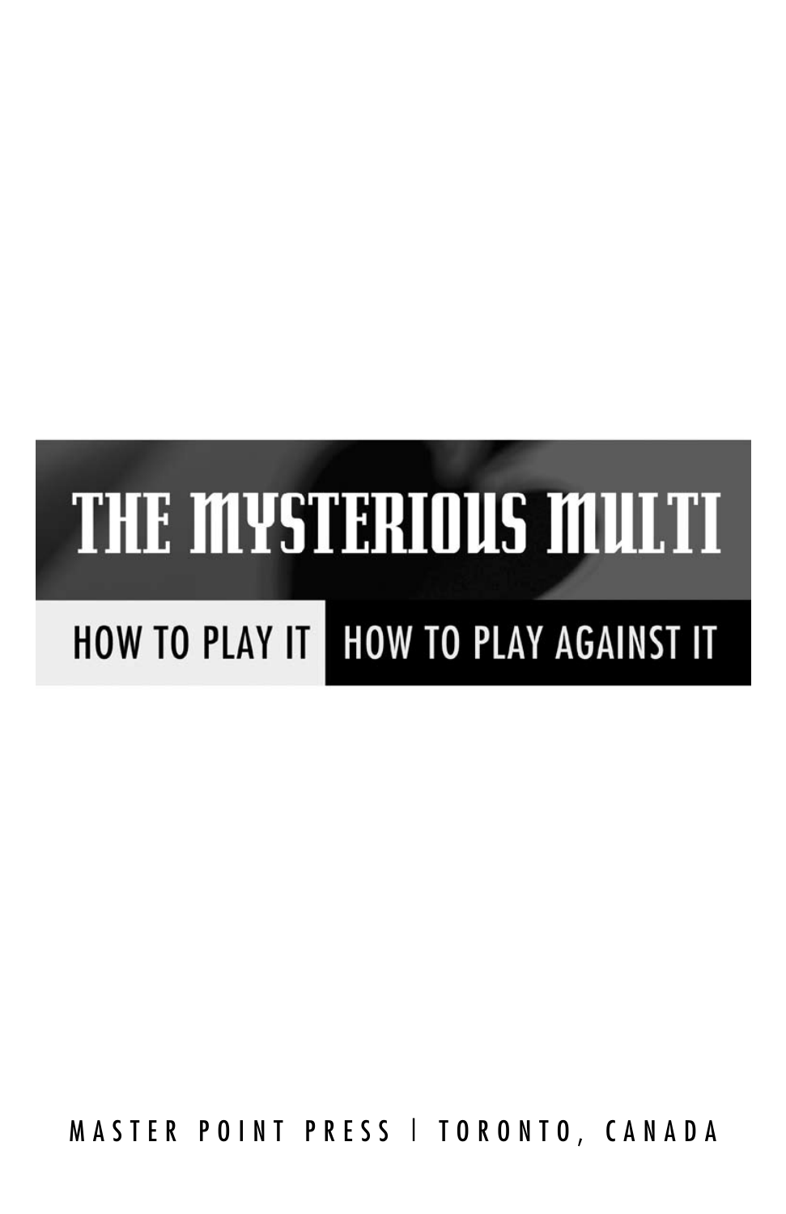# THE MYSTERIOUS MULTI

HOW TO PLAY IT | HOW TO PLAY AGAINST IT

MASTER POINT PRESS | TORONTO, CANADA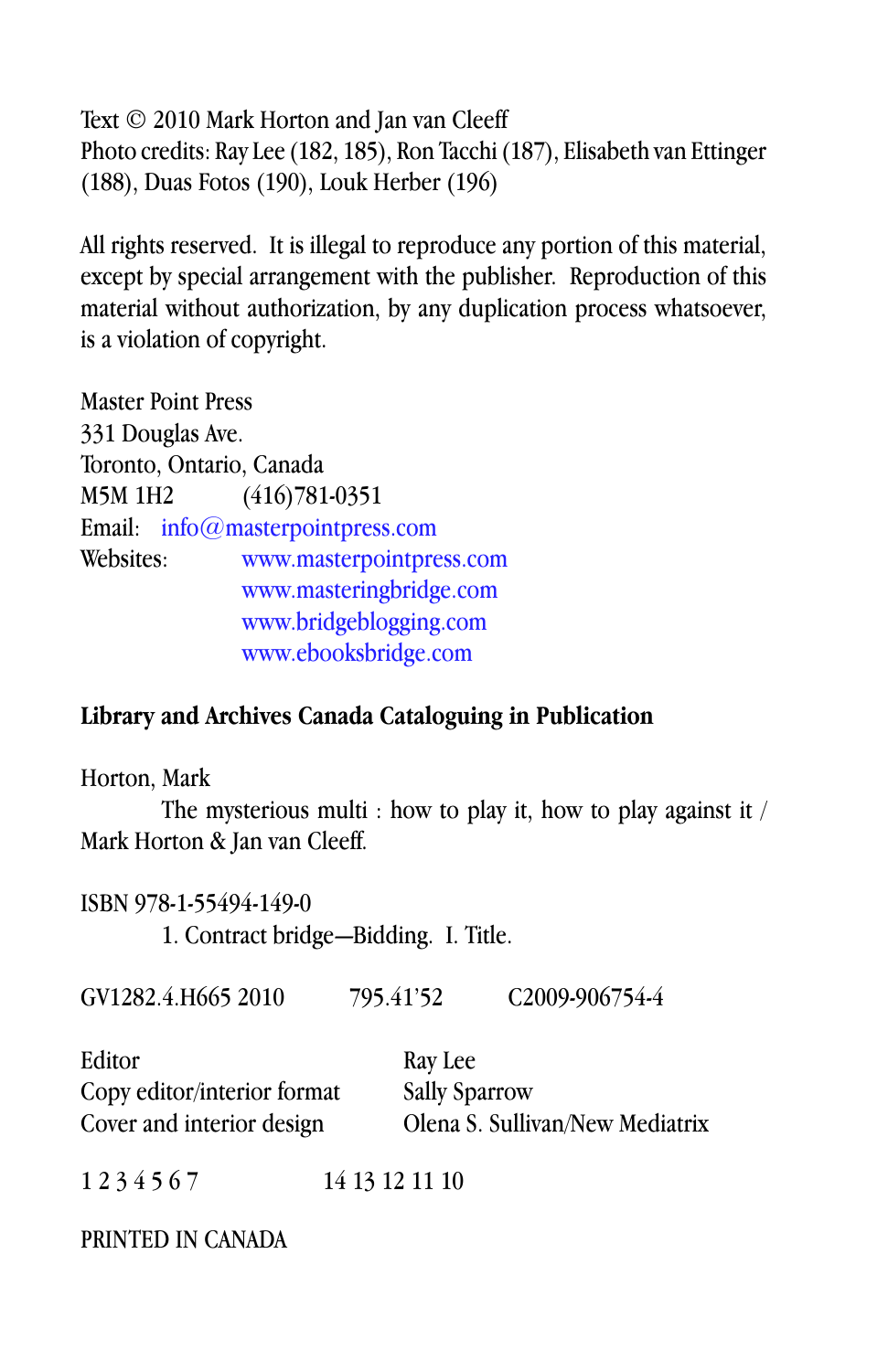Text © 2010 Mark Horton and Jan van Cleeff
Photo credits: Ray Lee (182, 185), Ron Tacchi (187), Elisabeth van Ettinger (188), Duas Fotos (190), Louk Herber (196)

All rights reserved. It is illegal to reproduce any portion of this material, except by special arrangement with the publisher. Reproduction of this material without authorization, by any duplication process whatsoever, is a violation of copyright.

Master Point Press
331 Douglas Ave.
Toronto, Ontario, Canada
M5M 1H2 (416)781-0351
Email: info@masterpointpress.com
Websites: www.masterpointpress.com
www.masteringbridge.com
www.bridgeblogging.com
www.ebooksbridge.com

**Library and Archives Canada Cataloguing in Publication**

Horton, Mark
The mysterious multi : how to play it, how to play against it / Mark Horton & Jan van Cleeff.

ISBN 978-1-55494-149-0
1. Contract bridge—Bidding. I. Title.

GV1282.4.H665 2010 795.41'52 C2009-906754-4

| | |
|---|---|
| Editor | Ray Lee |
| Copy editor/interior format | Sally Sparrow |
| Cover and interior design | Olena S. Sullivan/New Mediatrix |

1 2 3 4 5 6 7 14 13 12 11 10

PRINTED IN CANADA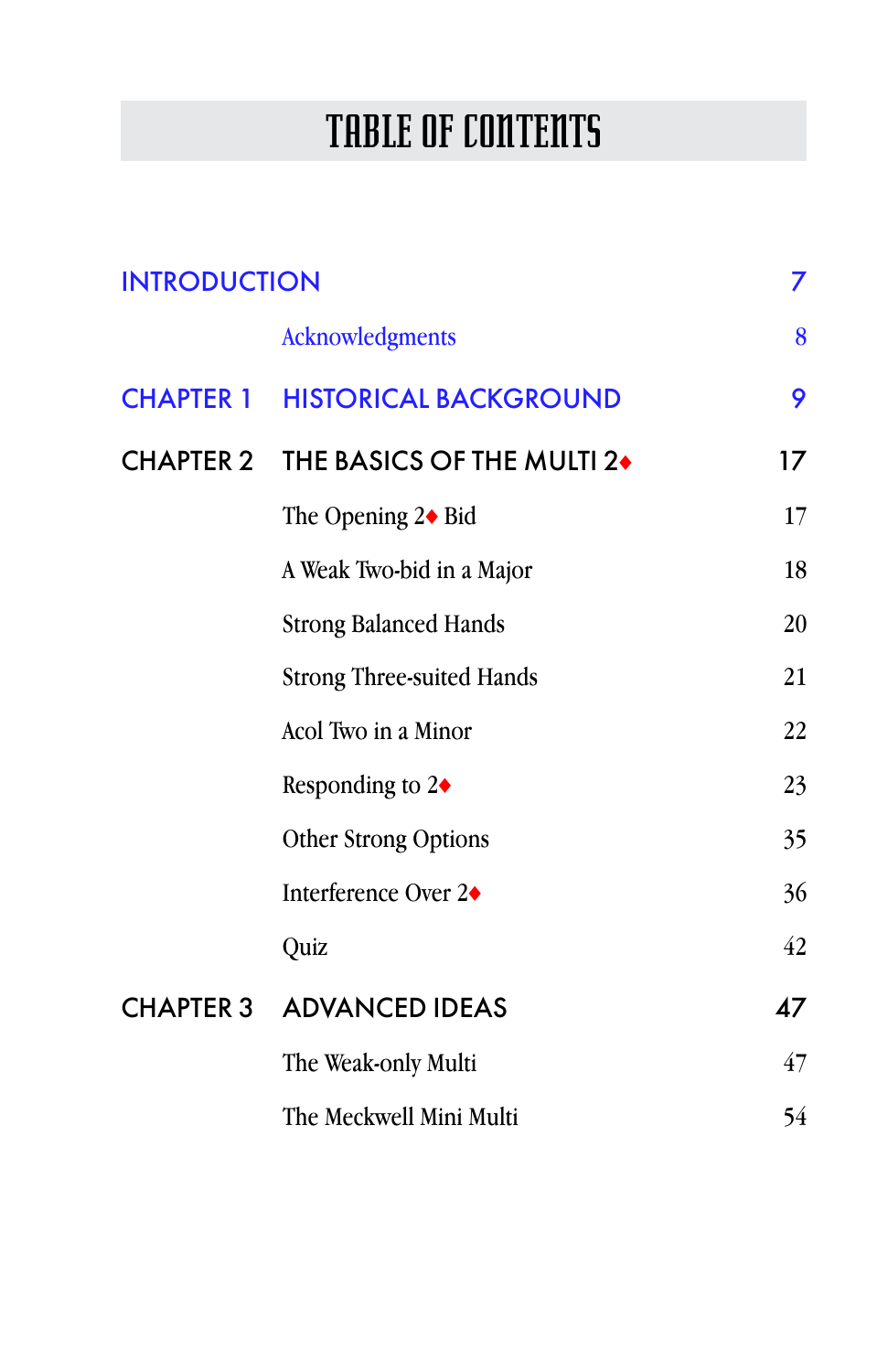# TABLE OF CONTENTS

| | | |
|---|---|---|
| **INTRODUCTION** | | **7** |
| | Acknowledgments | 8 |
| **CHAPTER 1** | **HISTORICAL BACKGROUND** | **9** |
| **CHAPTER 2** | **THE BASICS OF THE MULTI 2♦** | **17** |
| | The Opening 2♦ Bid | 17 |
| | A Weak Two-bid in a Major | 18 |
| | Strong Balanced Hands | 20 |
| | Strong Three-suited Hands | 21 |
| | Acol Two in a Minor | 22 |
| | Responding to 2♦ | 23 |
| | Other Strong Options | 35 |
| | Interference Over 2♦ | 36 |
| | Quiz | 42 |
| **CHAPTER 3** | **ADVANCED IDEAS** | **47** |
| | The Weak-only Multi | 47 |
| | The Meckwell Mini Multi | 54 |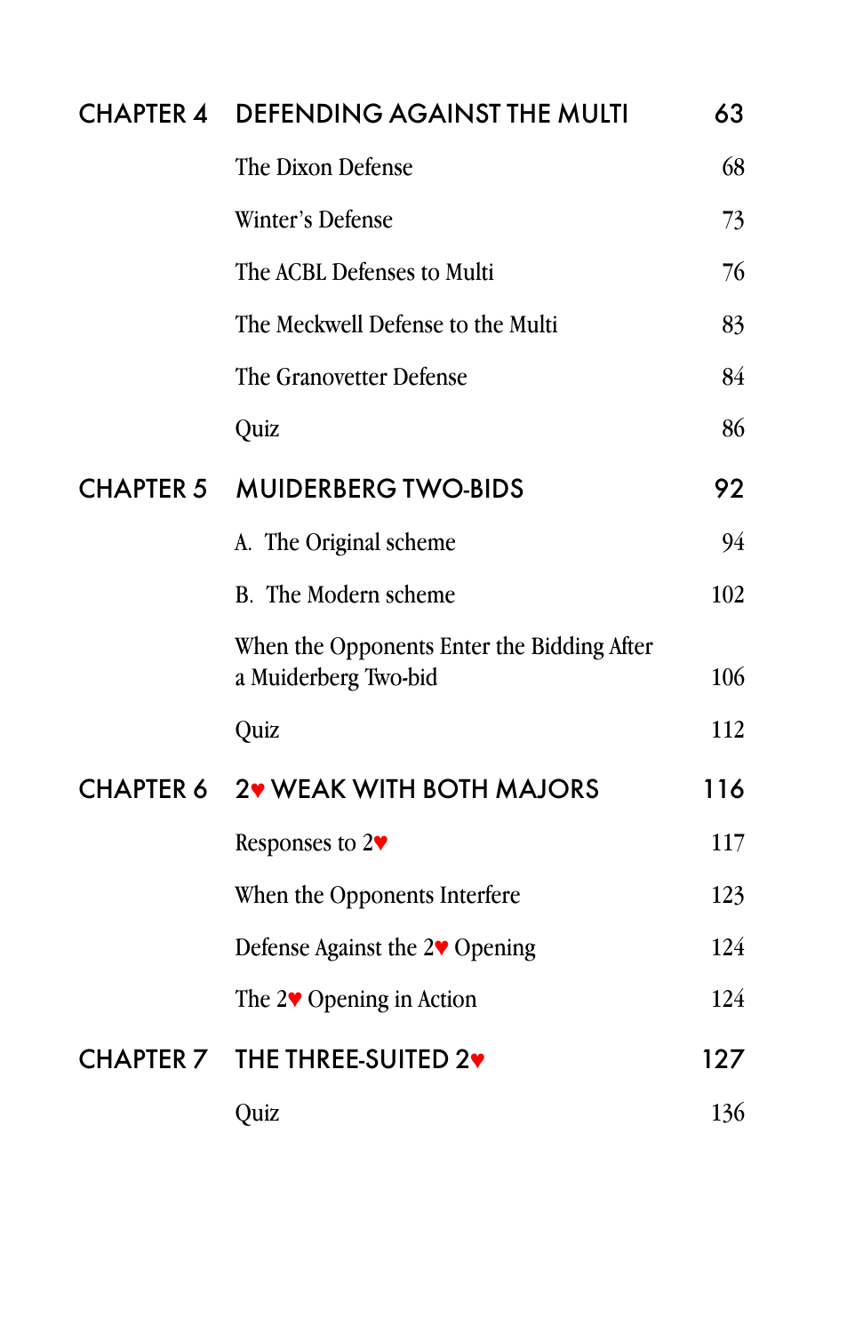| | | |
|---|---|---|
| **CHAPTER 4** | **DEFENDING AGAINST THE MULTI** | **63** |
| | The Dixon Defense | 68 |
| | Winter's Defense | 73 |
| | The ACBL Defenses to Multi | 76 |
| | The Meckwell Defense to the Multi | 83 |
| | The Granovetter Defense | 84 |
| | Quiz | 86 |
| **CHAPTER 5** | **MUIDERBERG TWO-BIDS** | **92** |
| | A. The Original scheme | 94 |
| | B. The Modern scheme | 102 |
| | When the Opponents Enter the Bidding After a Muiderberg Two-bid | 106 |
| | Quiz | 112 |
| **CHAPTER 6** | **2♥ WEAK WITH BOTH MAJORS** | **116** |
| | Responses to 2♥ | 117 |
| | When the Opponents Interfere | 123 |
| | Defense Against the 2♥ Opening | 124 |
| | The 2♥ Opening in Action | 124 |
| **CHAPTER 7** | **THE THREE-SUITED 2♥** | **127** |
| | Quiz | 136 |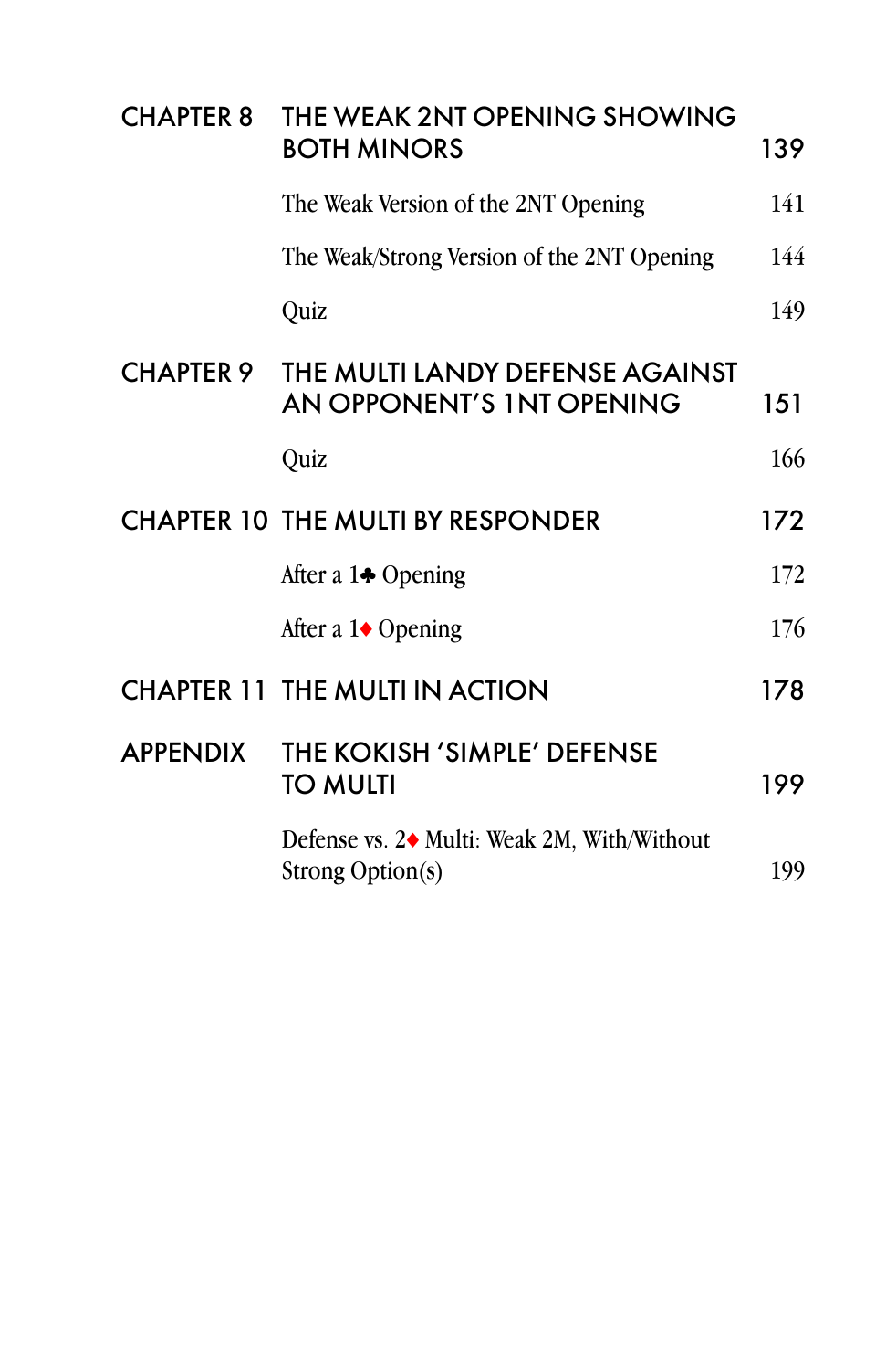| | | |
|---|---|---|
| CHAPTER 8 | THE WEAK 2NT OPENING SHOWING BOTH MINORS | 139 |
| | The Weak Version of the 2NT Opening | 141 |
| | The Weak/Strong Version of the 2NT Opening | 144 |
| | Quiz | 149 |
| CHAPTER 9 | THE MULTI LANDY DEFENSE AGAINST AN OPPONENT'S 1NT OPENING | 151 |
| | Quiz | 166 |
| CHAPTER 10 | THE MULTI BY RESPONDER | 172 |
| | After a 1♣ Opening | 172 |
| | After a 1♦ Opening | 176 |
| CHAPTER 11 | THE MULTI IN ACTION | 178 |
| APPENDIX | THE KOKISH 'SIMPLE' DEFENSE TO MULTI | 199 |
| | Defense vs. 2♦ Multi: Weak 2M, With/Without Strong Option(s) | 199 |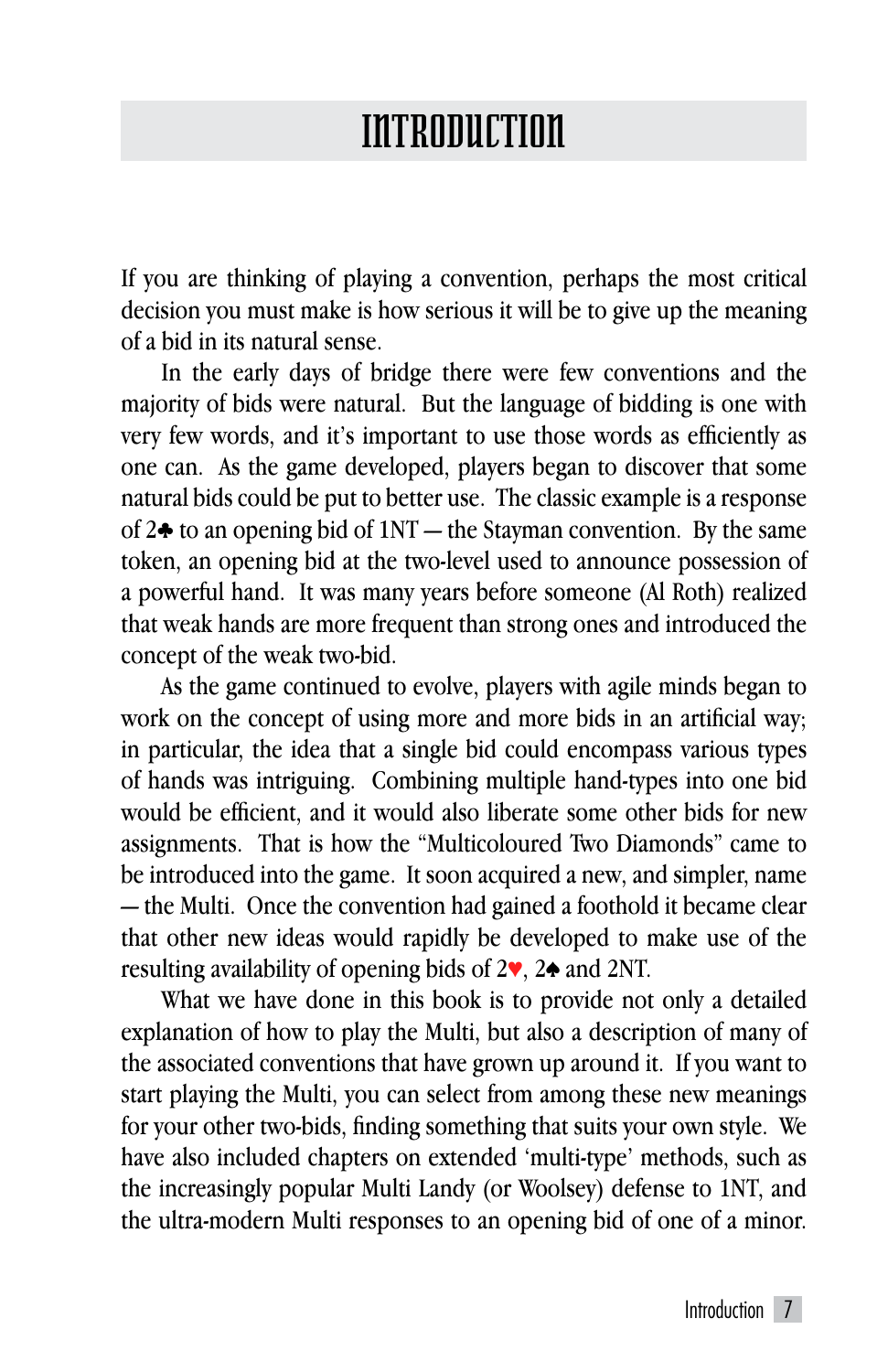# INTRODUCTION

If you are thinking of playing a convention, perhaps the most critical decision you must make is how serious it will be to give up the meaning of a bid in its natural sense.

In the early days of bridge there were few conventions and the majority of bids were natural. But the language of bidding is one with very few words, and it's important to use those words as efficiently as one can. As the game developed, players began to discover that some natural bids could be put to better use. The classic example is a response of 2♣ to an opening bid of 1NT — the Stayman convention. By the same token, an opening bid at the two-level used to announce possession of a powerful hand. It was many years before someone (Al Roth) realized that weak hands are more frequent than strong ones and introduced the concept of the weak two-bid.

As the game continued to evolve, players with agile minds began to work on the concept of using more and more bids in an artificial way; in particular, the idea that a single bid could encompass various types of hands was intriguing. Combining multiple hand-types into one bid would be efficient, and it would also liberate some other bids for new assignments. That is how the "Multicoloured Two Diamonds" came to be introduced into the game. It soon acquired a new, and simpler, name — the Multi. Once the convention had gained a foothold it became clear that other new ideas would rapidly be developed to make use of the resulting availability of opening bids of 2♥, 2♠ and 2NT.

What we have done in this book is to provide not only a detailed explanation of how to play the Multi, but also a description of many of the associated conventions that have grown up around it. If you want to start playing the Multi, you can select from among these new meanings for your other two-bids, finding something that suits your own style. We have also included chapters on extended 'multi-type' methods, such as the increasingly popular Multi Landy (or Woolsey) defense to 1NT, and the ultra-modern Multi responses to an opening bid of one of a minor.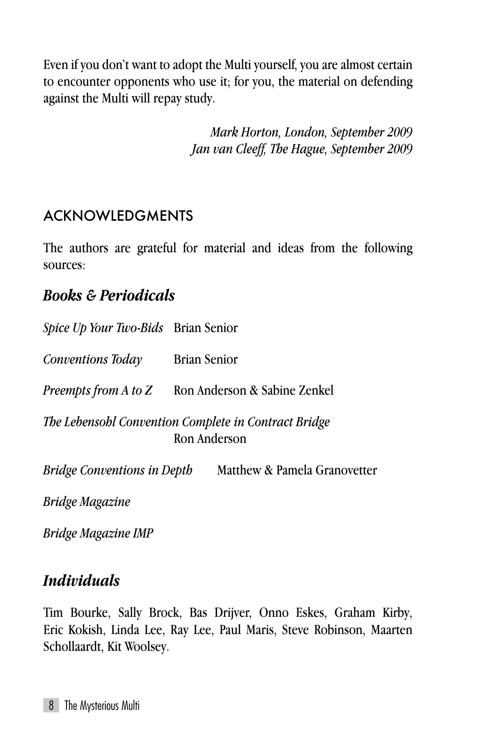Even if you don't want to adopt the Multi yourself, you are almost certain to encounter opponents who use it; for you, the material on defending against the Multi will repay study.

*Mark Horton, London, September 2009*
*Jan van Cleeff, The Hague, September 2009*

## ACKNOWLEDGMENTS

The authors are grateful for material and ideas from the following sources:

### *Books & Periodicals*

*Spice Up Your Two-Bids* Brian Senior

*Conventions Today* Brian Senior

*Preempts from A to Z* Ron Anderson & Sabine Zenkel

*The Lebensohl Convention Complete in Contract Bridge* Ron Anderson

*Bridge Conventions in Depth* Matthew & Pamela Granovetter

*Bridge Magazine*

*Bridge Magazine IMP*

### *Individuals*

Tim Bourke, Sally Brock, Bas Drijver, Onno Eskes, Graham Kirby, Eric Kokish, Linda Lee, Ray Lee, Paul Maris, Steve Robinson, Maarten Schollaardt, Kit Woolsey.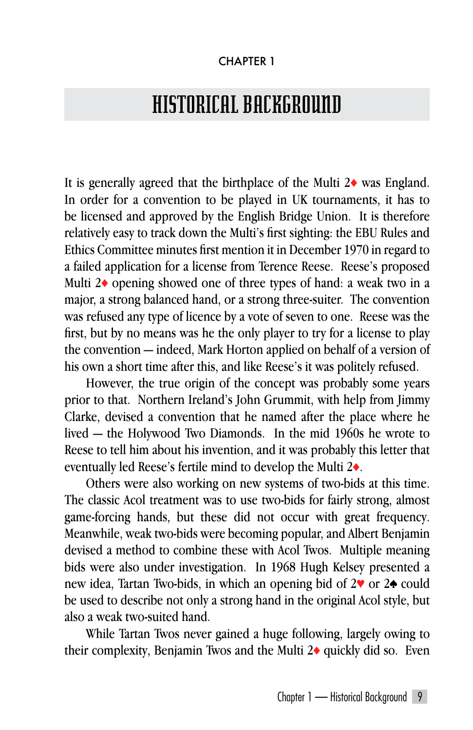CHAPTER 1

# HISTORICAL BACKGROUND

It is generally agreed that the birthplace of the Multi 2♦ was England. In order for a convention to be played in UK tournaments, it has to be licensed and approved by the English Bridge Union. It is therefore relatively easy to track down the Multi's first sighting: the EBU Rules and Ethics Committee minutes first mention it in December 1970 in regard to a failed application for a license from Terence Reese. Reese's proposed Multi 2♦ opening showed one of three types of hand: a weak two in a major, a strong balanced hand, or a strong three-suiter. The convention was refused any type of licence by a vote of seven to one. Reese was the first, but by no means was he the only player to try for a license to play the convention — indeed, Mark Horton applied on behalf of a version of his own a short time after this, and like Reese's it was politely refused.

However, the true origin of the concept was probably some years prior to that. Northern Ireland's John Grummit, with help from Jimmy Clarke, devised a convention that he named after the place where he lived — the Holywood Two Diamonds. In the mid 1960s he wrote to Reese to tell him about his invention, and it was probably this letter that eventually led Reese's fertile mind to develop the Multi 2♦.

Others were also working on new systems of two-bids at this time. The classic Acol treatment was to use two-bids for fairly strong, almost game-forcing hands, but these did not occur with great frequency. Meanwhile, weak two-bids were becoming popular, and Albert Benjamin devised a method to combine these with Acol Twos. Multiple meaning bids were also under investigation. In 1968 Hugh Kelsey presented a new idea, Tartan Two-bids, in which an opening bid of 2♥ or 2♠ could be used to describe not only a strong hand in the original Acol style, but also a weak two-suited hand.

While Tartan Twos never gained a huge following, largely owing to their complexity, Benjamin Twos and the Multi 2♦ quickly did so. Even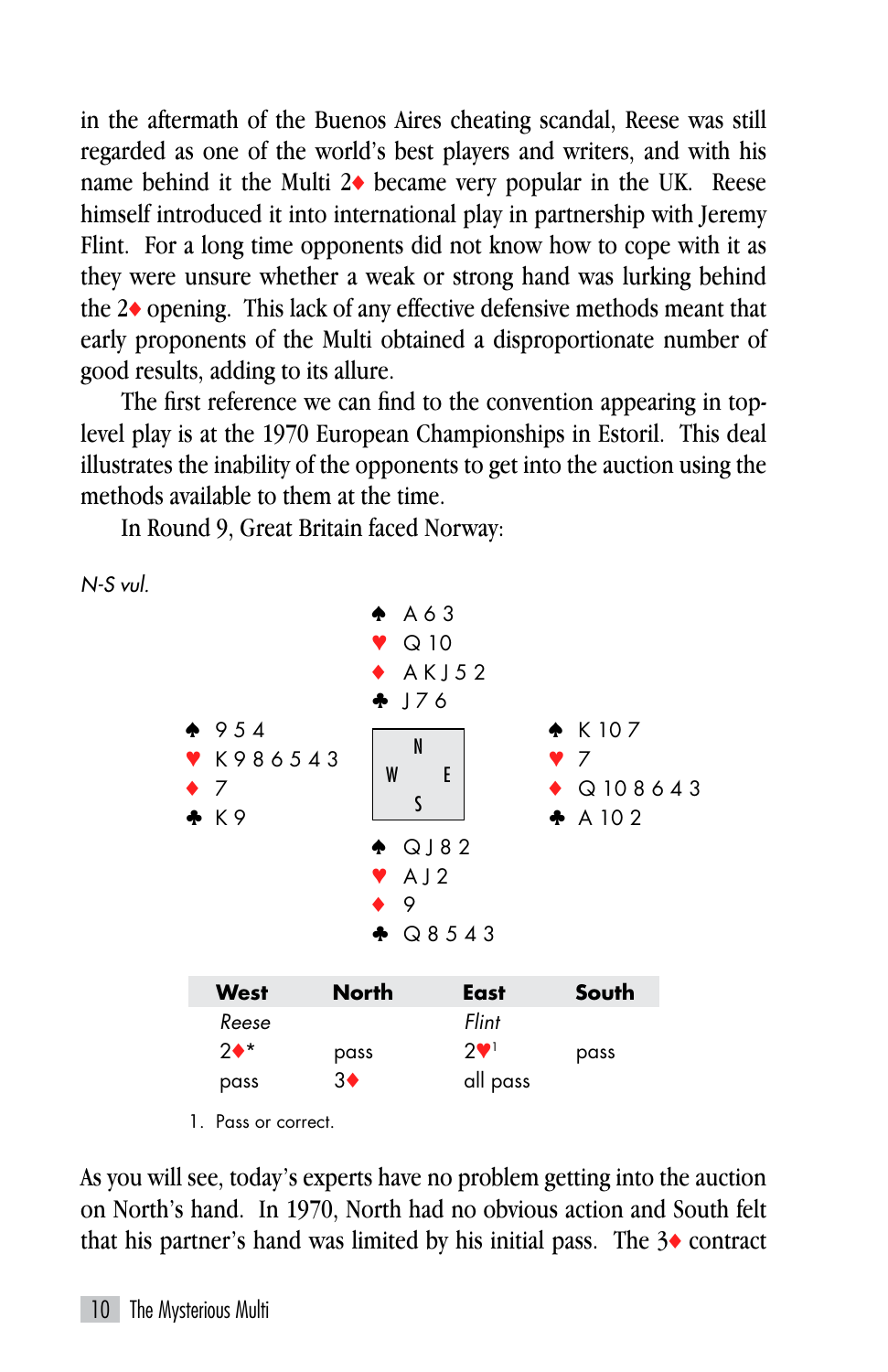in the aftermath of the Buenos Aires cheating scandal, Reese was still regarded as one of the world's best players and writers, and with his name behind it the Multi 2♦ became very popular in the UK. Reese himself introduced it into international play in partnership with Jeremy Flint. For a long time opponents did not know how to cope with it as they were unsure whether a weak or strong hand was lurking behind the 2♦ opening. This lack of any effective defensive methods meant that early proponents of the Multi obtained a disproportionate number of good results, adding to its allure.

The first reference we can find to the convention appearing in top-level play is at the 1970 European Championships in Estoril. This deal illustrates the inability of the opponents to get into the auction using the methods available to them at the time.

In Round 9, Great Britain faced Norway:

*N-S vul.*

```
              ♠ A 6 3
              ♥ Q 10
              ♦ A K J 5 2
              ♣ J 7 6
♠ 9 5 4                    ♠ K 10 7
♥ K 9 8 6 5 4 3   N        ♥ 7
♦ 7             W   E      ♦ Q 10 8 6 4 3
♣ K 9             S        ♣ A 10 2
              ♠ Q J 8 2
              ♥ A J 2
              ♦ 9
              ♣ Q 8 5 4 3
```

| West | North | East | South |
|---|---|---|---|
| *Reese* | | *Flint* | |
| 2♦* | pass | 2♥[1] | pass |
| pass | 3♦ | all pass | |

1. Pass or correct.

As you will see, today's experts have no problem getting into the auction on North's hand. In 1970, North had no obvious action and South felt that his partner's hand was limited by his initial pass. The 3♦ contract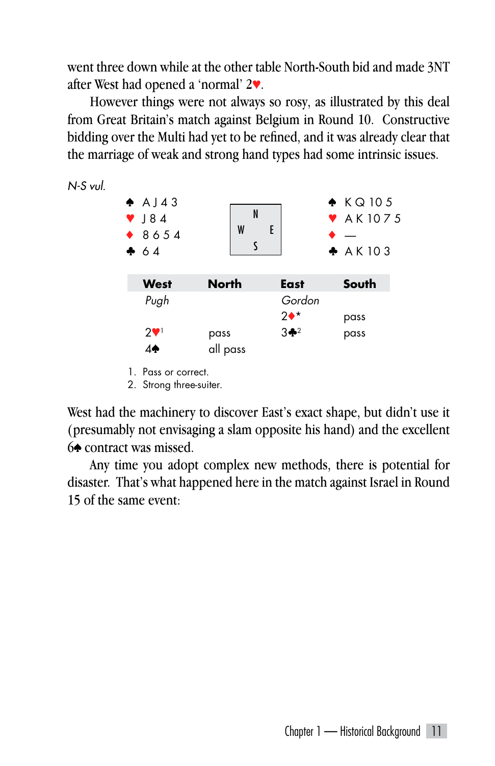went three down while at the other table North-South bid and made 3NT after West had opened a 'normal' 2♥.

However things were not always so rosy, as illustrated by this deal from Great Britain's match against Belgium in Round 10. Constructive bidding over the Multi had yet to be refined, and it was already clear that the marriage of weak and strong hand types had some intrinsic issues.

*N-S vul.*

| West | | East |
|---|---|---|
| ♠ A J 4 3 | | ♠ K Q 10 5 |
| ♥ J 8 4 | | ♥ A K 10 7 5 |
| ♦ 8 6 5 4 | | ♦ — |
| ♣ 6 4 | | ♣ A K 10 3 |

| **West** | **North** | **East** | **South** |
|---|---|---|---|
| *Pugh* | | *Gordon* | |
| | | 2♦* | pass |
| 2♥[1] | pass | 3♣[2] | pass |
| 4♠ | all pass | | |

1. Pass or correct.
2. Strong three-suiter.

West had the machinery to discover East's exact shape, but didn't use it (presumably not envisaging a slam opposite his hand) and the excellent 6♠ contract was missed.

Any time you adopt complex new methods, there is potential for disaster. That's what happened here in the match against Israel in Round 15 of the same event: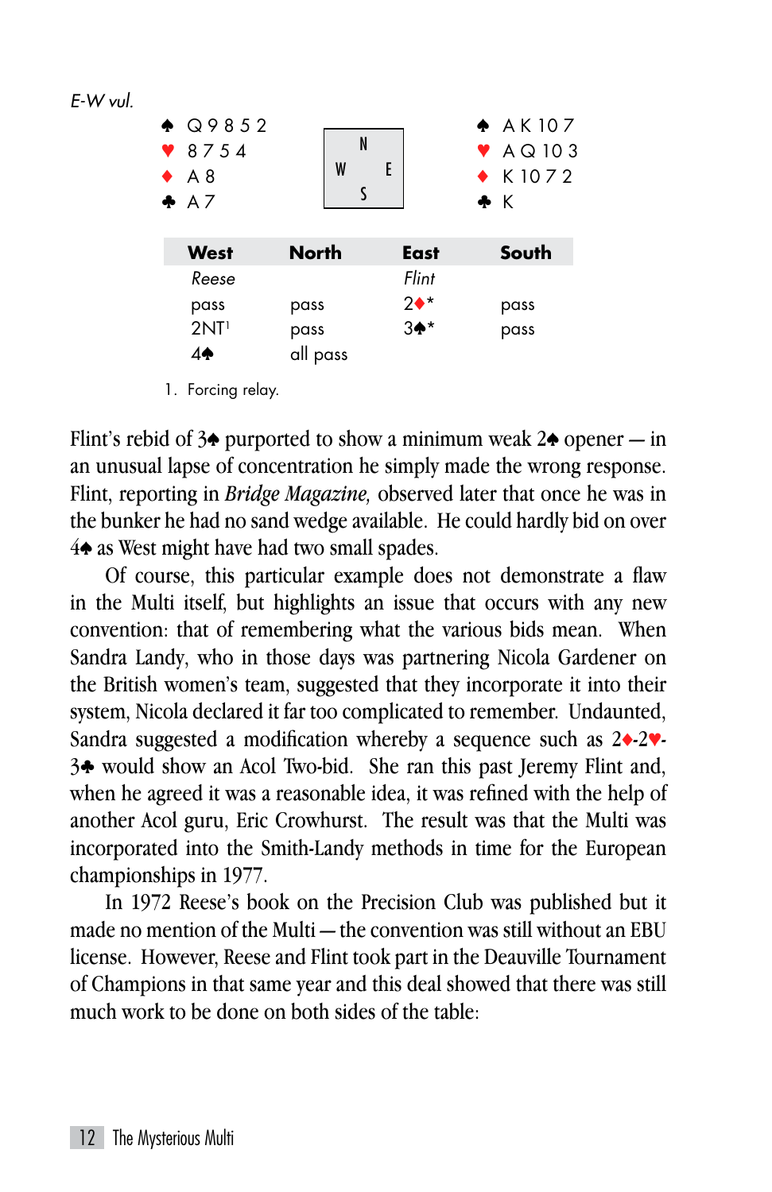*E-W vul.*

| West | | East |
|---|---|---|
| ♠ Q 9 8 5 2 | | ♠ A K 10 7 |
| ♥ 8 7 5 4 | | ♥ A Q 10 3 |
| ♦ A 8 | | ♦ K 10 7 2 |
| ♣ A 7 | | ♣ K |

| West | North | East | South |
|---|---|---|---|
| *Reese* | | *Flint* | |
| pass | pass | 2♦* | pass |
| 2NT[1] | pass | 3♠* | pass |
| 4♠ | all pass | | |

1. Forcing relay.

Flint's rebid of 3♠ purported to show a minimum weak 2♠ opener — in an unusual lapse of concentration he simply made the wrong response. Flint, reporting in *Bridge Magazine,* observed later that once he was in the bunker he had no sand wedge available. He could hardly bid on over 4♠ as West might have had two small spades.

Of course, this particular example does not demonstrate a flaw in the Multi itself, but highlights an issue that occurs with any new convention: that of remembering what the various bids mean. When Sandra Landy, who in those days was partnering Nicola Gardener on the British women's team, suggested that they incorporate it into their system, Nicola declared it far too complicated to remember. Undaunted, Sandra suggested a modification whereby a sequence such as 2♦-2♥-3♣ would show an Acol Two-bid. She ran this past Jeremy Flint and, when he agreed it was a reasonable idea, it was refined with the help of another Acol guru, Eric Crowhurst. The result was that the Multi was incorporated into the Smith-Landy methods in time for the European championships in 1977.

In 1972 Reese's book on the Precision Club was published but it made no mention of the Multi — the convention was still without an EBU license. However, Reese and Flint took part in the Deauville Tournament of Champions in that same year and this deal showed that there was still much work to be done on both sides of the table: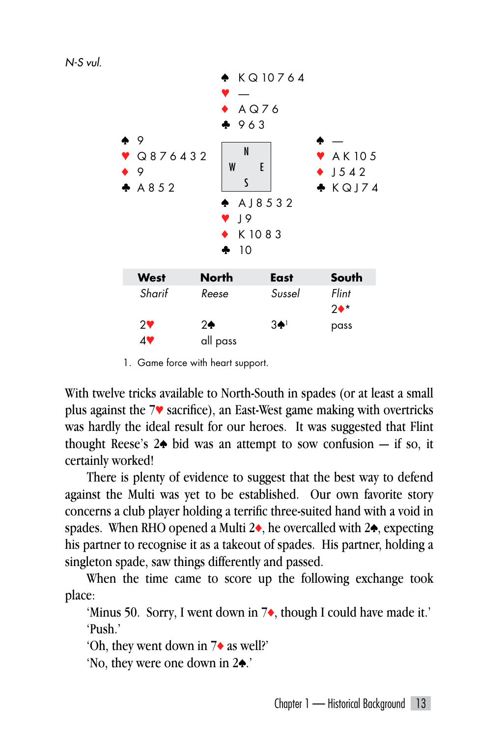*N-S vul.*

| | North | |
|---|---|---|
| | ♠ K Q 10 7 6 4 | |
| | ♥ — | |
| | ♦ A Q 7 6 | |
| | ♣ 9 6 3 | |
| **West** | | **East** |
| ♠ 9 | | ♠ — |
| ♥ Q 8 7 6 4 3 2 | | ♥ A K 10 5 |
| ♦ 9 | | ♦ J 5 4 2 |
| ♣ A 8 5 2 | | ♣ K Q J 7 4 |
| | **South** | |
| | ♠ A J 8 5 3 2 | |
| | ♥ J 9 | |
| | ♦ K 10 8 3 | |
| | ♣ 10 | |

| West | North | East | South |
|---|---|---|---|
| *Sharif* | *Reese* | *Sussel* | *Flint* |
| | | | 2♦* |
| 2♥ | 2♠ | 3♠[1] | pass |
| 4♥ | all pass | | |

1. Game force with heart support.

With twelve tricks available to North-South in spades (or at least a small plus against the 7♥ sacrifice), an East-West game making with overtricks was hardly the ideal result for our heroes. It was suggested that Flint thought Reese's 2♠ bid was an attempt to sow confusion — if so, it certainly worked!

There is plenty of evidence to suggest that the best way to defend against the Multi was yet to be established. Our own favorite story concerns a club player holding a terrific three-suited hand with a void in spades. When RHO opened a Multi 2♦, he overcalled with 2♠, expecting his partner to recognise it as a takeout of spades. His partner, holding a singleton spade, saw things differently and passed.

When the time came to score up the following exchange took place:

'Minus 50. Sorry, I went down in 7♦, though I could have made it.'
'Push.'
'Oh, they went down in 7♦ as well?'
'No, they were one down in 2♠.'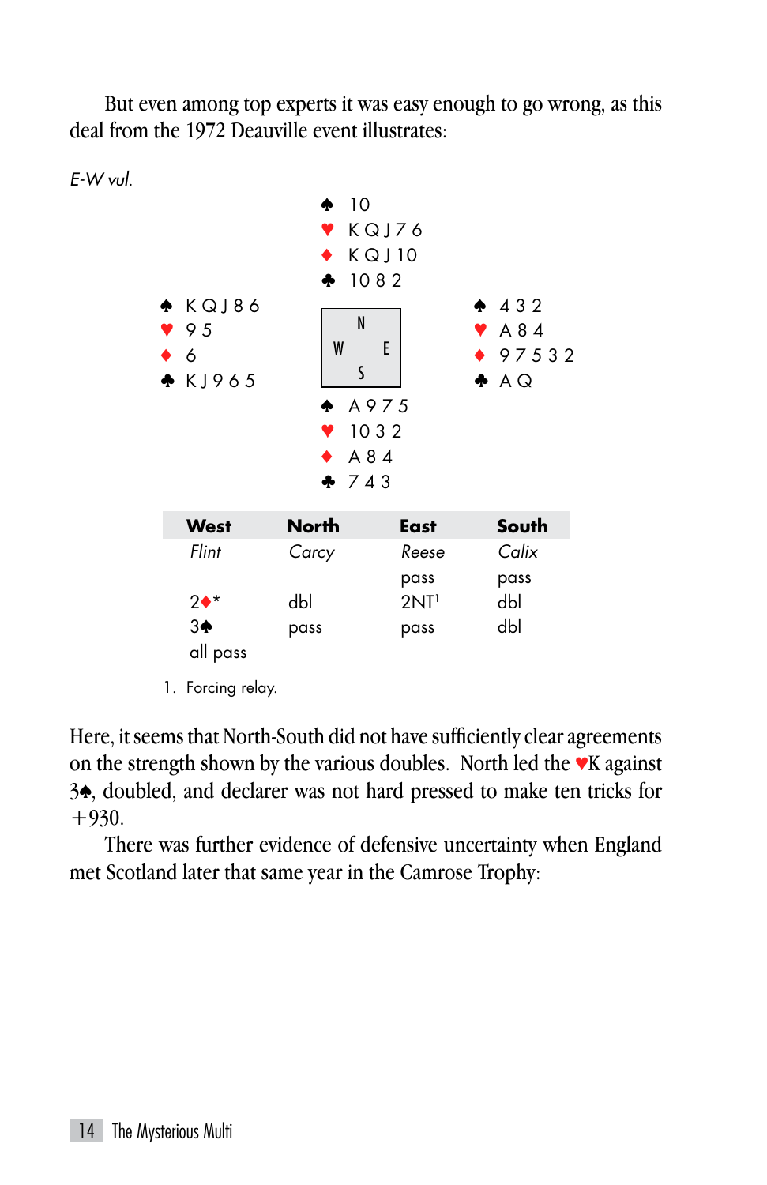But even among top experts it was easy enough to go wrong, as this deal from the 1972 Deauville event illustrates:

*E-W vul.*

```
                ♠ 10
                ♥ K Q J 7 6
                ♦ K Q J 10
                ♣ 10 8 2
♠ K Q J 8 6                     ♠ 4 3 2
♥ 9 5                           ♥ A 8 4
♦ 6                             ♦ 9 7 5 3 2
♣ K J 9 6 5                     ♣ A Q
                ♠ A 9 7 5
                ♥ 10 3 2
                ♦ A 8 4
                ♣ 7 4 3
```

| West | North | East | South |
|---|---|---|---|
| *Flint* | *Carcy* | *Reese* | *Calix* |
| | | pass | pass |
| 2♦* | dbl | 2NT[1] | dbl |
| 3♠ | pass | pass | dbl |
| all pass | | | |

1. Forcing relay.

Here, it seems that North-South did not have sufficiently clear agreements on the strength shown by the various doubles. North led the ♥K against 3♠, doubled, and declarer was not hard pressed to make ten tricks for +930.

There was further evidence of defensive uncertainty when England met Scotland later that same year in the Camrose Trophy: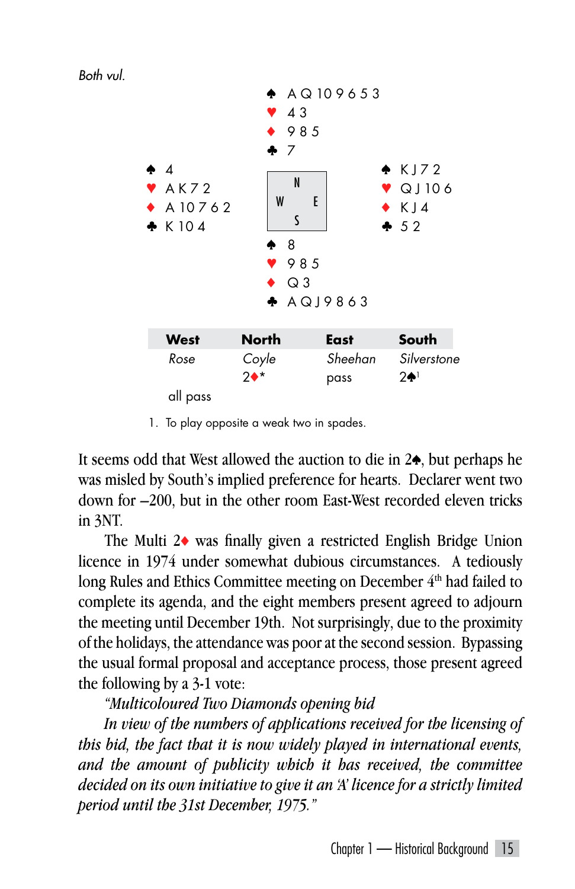*Both vul.*

```
                    ♠ A Q 10 9 6 5 3
                    ♥ 4 3
                    ♦ 9 8 5
                    ♣ 7
♠ 4                                     ♠ K J 7 2
♥ A K 7 2              N                ♥ Q J 10 6
♦ A 10 7 6 2        W     E             ♦ K J 4
♣ K 10 4               S                ♣ 5 2
                    ♠ 8
                    ♥ 9 8 5
                    ♦ Q 3
                    ♣ A Q J 9 8 6 3
```

| **West** | **North** | **East** | **South** |
|---|---|---|---|
| *Rose* | *Coyle* | *Sheehan* | *Silverstone* |
| | 2♦* | pass | 2♠[1] |
| all pass | | | |

1. To play opposite a weak two in spades.

It seems odd that West allowed the auction to die in 2♠, but perhaps he was misled by South's implied preference for hearts. Declarer went two down for –200, but in the other room East-West recorded eleven tricks in 3NT.

The Multi 2♦ was finally given a restricted English Bridge Union licence in 1974 under somewhat dubious circumstances. A tediously long Rules and Ethics Committee meeting on December 4th had failed to complete its agenda, and the eight members present agreed to adjourn the meeting until December 19th. Not surprisingly, due to the proximity of the holidays, the attendance was poor at the second session. Bypassing the usual formal proposal and acceptance process, those present agreed the following by a 3-1 vote:

*"Multicoloured Two Diamonds opening bid*

*In view of the numbers of applications received for the licensing of this bid, the fact that it is now widely played in international events, and the amount of publicity which it has received, the committee decided on its own initiative to give it an 'A' licence for a strictly limited period until the 31st December, 1975."*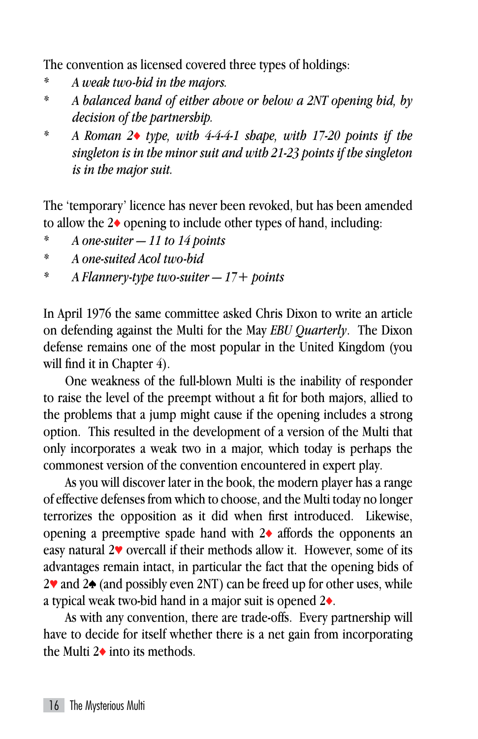The convention as licensed covered three types of holdings:

* *A weak two-bid in the majors.*
* *A balanced hand of either above or below a 2NT opening bid, by decision of the partnership.*
* *A Roman 2♦ type, with 4-4-4-1 shape, with 17-20 points if the singleton is in the minor suit and with 21-23 points if the singleton is in the major suit.*

The 'temporary' licence has never been revoked, but has been amended to allow the 2♦ opening to include other types of hand, including:

* *A one-suiter — 11 to 14 points*
* *A one-suited Acol two-bid*
* *A Flannery-type two-suiter — 17+ points*

In April 1976 the same committee asked Chris Dixon to write an article on defending against the Multi for the May *EBU Quarterly*. The Dixon defense remains one of the most popular in the United Kingdom (you will find it in Chapter 4).

One weakness of the full-blown Multi is the inability of responder to raise the level of the preempt without a fit for both majors, allied to the problems that a jump might cause if the opening includes a strong option. This resulted in the development of a version of the Multi that only incorporates a weak two in a major, which today is perhaps the commonest version of the convention encountered in expert play.

As you will discover later in the book, the modern player has a range of effective defenses from which to choose, and the Multi today no longer terrorizes the opposition as it did when first introduced. Likewise, opening a preemptive spade hand with 2♦ affords the opponents an easy natural 2♥ overcall if their methods allow it. However, some of its advantages remain intact, in particular the fact that the opening bids of 2♥ and 2♠ (and possibly even 2NT) can be freed up for other uses, while a typical weak two-bid hand in a major suit is opened 2♦.

As with any convention, there are trade-offs. Every partnership will have to decide for itself whether there is a net gain from incorporating the Multi 2♦ into its methods.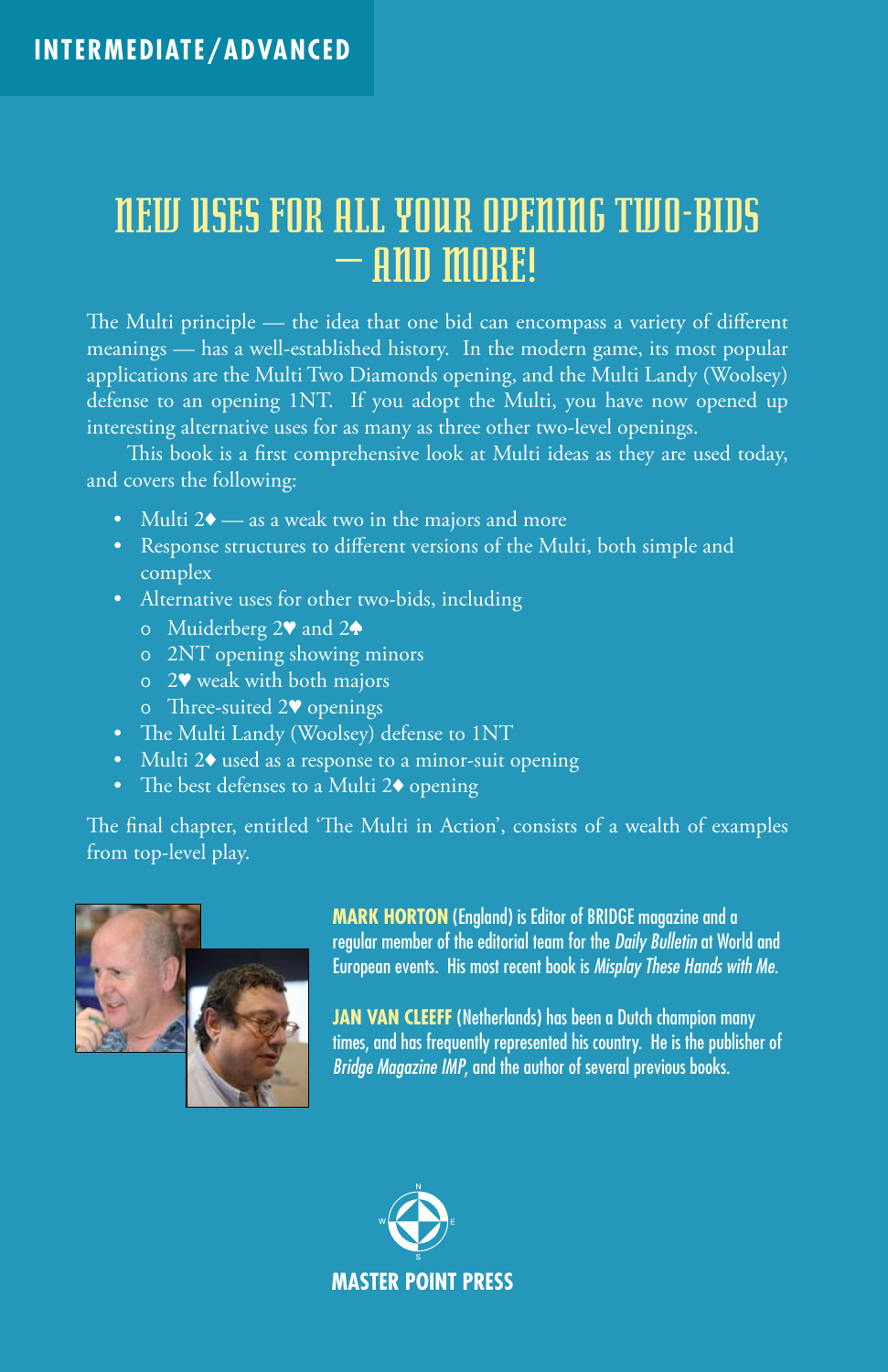**INTERMEDIATE/ADVANCED**

# NEW USES FOR ALL YOUR OPENING TWO-BIDS — AND MORE!

The Multi principle — the idea that one bid can encompass a variety of different meanings — has a well-established history. In the modern game, its most popular applications are the Multi Two Diamonds opening, and the Multi Landy (Woolsey) defense to an opening 1NT. If you adopt the Multi, you have now opened up interesting alternative uses for as many as three other two-level openings.

This book is a first comprehensive look at Multi ideas as they are used today, and covers the following:

- Multi 2♦ — as a weak two in the majors and more
- Response structures to different versions of the Multi, both simple and complex
- Alternative uses for other two-bids, including
  - Muiderberg 2♥ and 2♠
  - 2NT opening showing minors
  - 2♥ weak with both majors
  - Three-suited 2♥ openings
- The Multi Landy (Woolsey) defense to 1NT
- Multi 2♦ used as a response to a minor-suit opening
- The best defenses to a Multi 2♦ opening

The final chapter, entitled 'The Multi in Action', consists of a wealth of examples from top-level play.

**MARK HORTON** (England) is Editor of BRIDGE magazine and a regular member of the editorial team for the *Daily Bulletin* at World and European events. His most recent book is *Misplay These Hands with Me.*

**JAN VAN CLEEFF** (Netherlands) has been a Dutch champion many times, and has frequently represented his country. He is the publisher of *Bridge Magazine IMP*, and the author of several previous books.

**MASTER POINT PRESS**